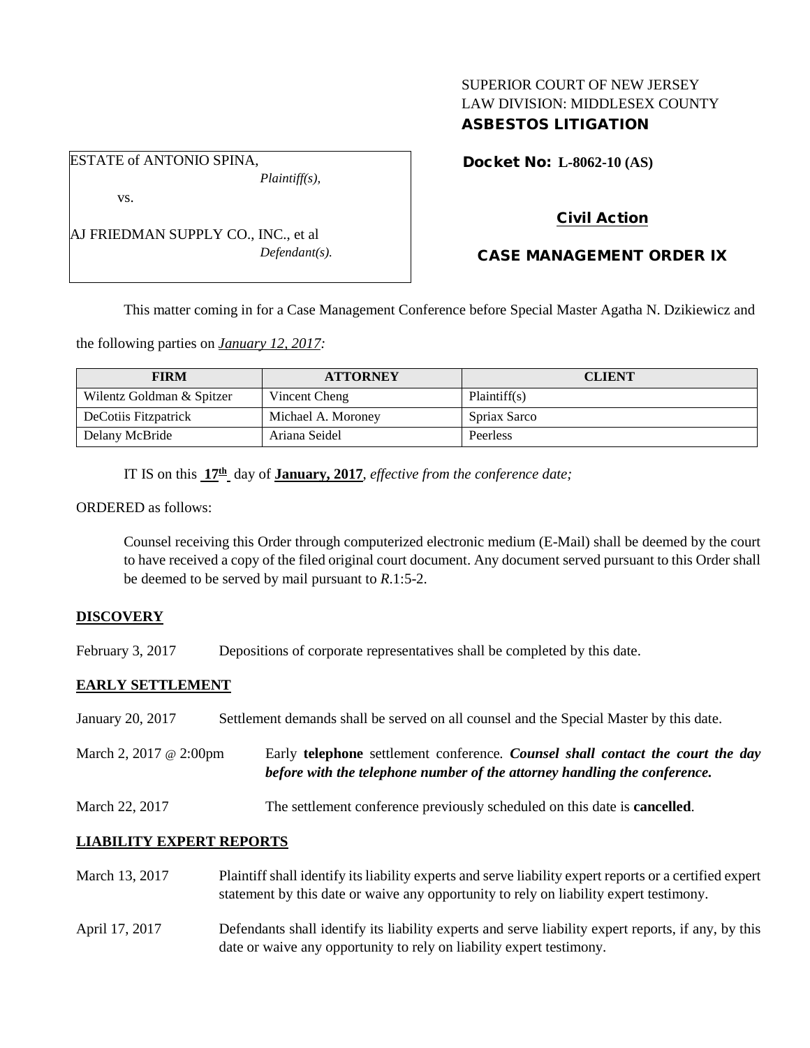SUPERIOR COURT OF NEW JERSEY
LAW DIVISION: MIDDLESEX COUNTY
**ASBESTOS LITIGATION**

ESTATE of ANTONIO SPINA,
*Plaintiff(s),*

vs.

AJ FRIEDMAN SUPPLY CO., INC., et al
*Defendant(s).*

**Docket No: L-8062-10 (AS)**

**Civil Action**

**CASE MANAGEMENT ORDER IX**

This matter coming in for a Case Management Conference before Special Master Agatha N. Dzikiewicz and the following parties on *January 12, 2017:*

| FIRM | ATTORNEY | CLIENT |
|---|---|---|
| Wilentz Goldman & Spitzer | Vincent Cheng | Plaintiff(s) |
| DeCotiis Fitzpatrick | Michael A. Moroney | Spriax Sarco |
| Delany McBride | Ariana Seidel | Peerless |

IT IS on this **17th** day of **January, 2017**, *effective from the conference date;*

ORDERED as follows:

Counsel receiving this Order through computerized electronic medium (E-Mail) shall be deemed by the court to have received a copy of the filed original court document. Any document served pursuant to this Order shall be deemed to be served by mail pursuant to *R*.1:5-2.

**DISCOVERY**

February 3, 2017 Depositions of corporate representatives shall be completed by this date.

**EARLY SETTLEMENT**

January 20, 2017 Settlement demands shall be served on all counsel and the Special Master by this date.

March 2, 2017 @ 2:00pm Early **telephone** settlement conference. ***Counsel shall contact the court the day before with the telephone number of the attorney handling the conference.***

March 22, 2017 The settlement conference previously scheduled on this date is **cancelled**.

**LIABILITY EXPERT REPORTS**

March 13, 2017 Plaintiff shall identify its liability experts and serve liability expert reports or a certified expert statement by this date or waive any opportunity to rely on liability expert testimony.

April 17, 2017 Defendants shall identify its liability experts and serve liability expert reports, if any, by this date or waive any opportunity to rely on liability expert testimony.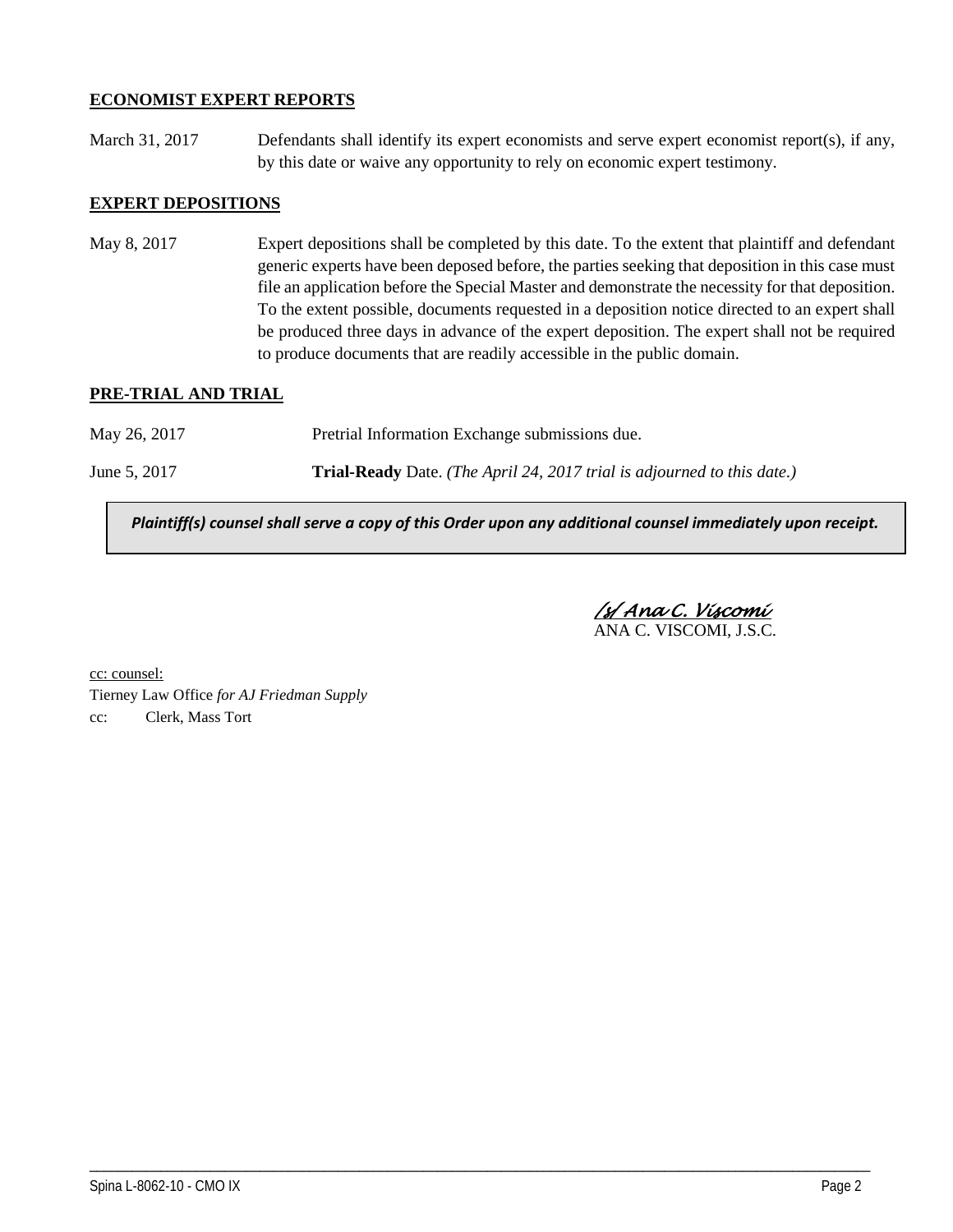**ECONOMIST EXPERT REPORTS**

March 31, 2017 Defendants shall identify its expert economists and serve expert economist report(s), if any, by this date or waive any opportunity to rely on economic expert testimony.

**EXPERT DEPOSITIONS**

May 8, 2017 Expert depositions shall be completed by this date. To the extent that plaintiff and defendant generic experts have been deposed before, the parties seeking that deposition in this case must file an application before the Special Master and demonstrate the necessity for that deposition. To the extent possible, documents requested in a deposition notice directed to an expert shall be produced three days in advance of the expert deposition. The expert shall not be required to produce documents that are readily accessible in the public domain.

**PRE-TRIAL AND TRIAL**

May 26, 2017 Pretrial Information Exchange submissions due.

June 5, 2017 **Trial-Ready** Date. *(The April 24, 2017 trial is adjourned to this date.)*

***Plaintiff(s) counsel shall serve a copy of this Order upon any additional counsel immediately upon receipt.***

*/s/ Ana C. Viscomi*
ANA C. VISCOMI, J.S.C.

cc: counsel:
Tierney Law Office *for AJ Friedman Supply*
cc: Clerk, Mass Tort